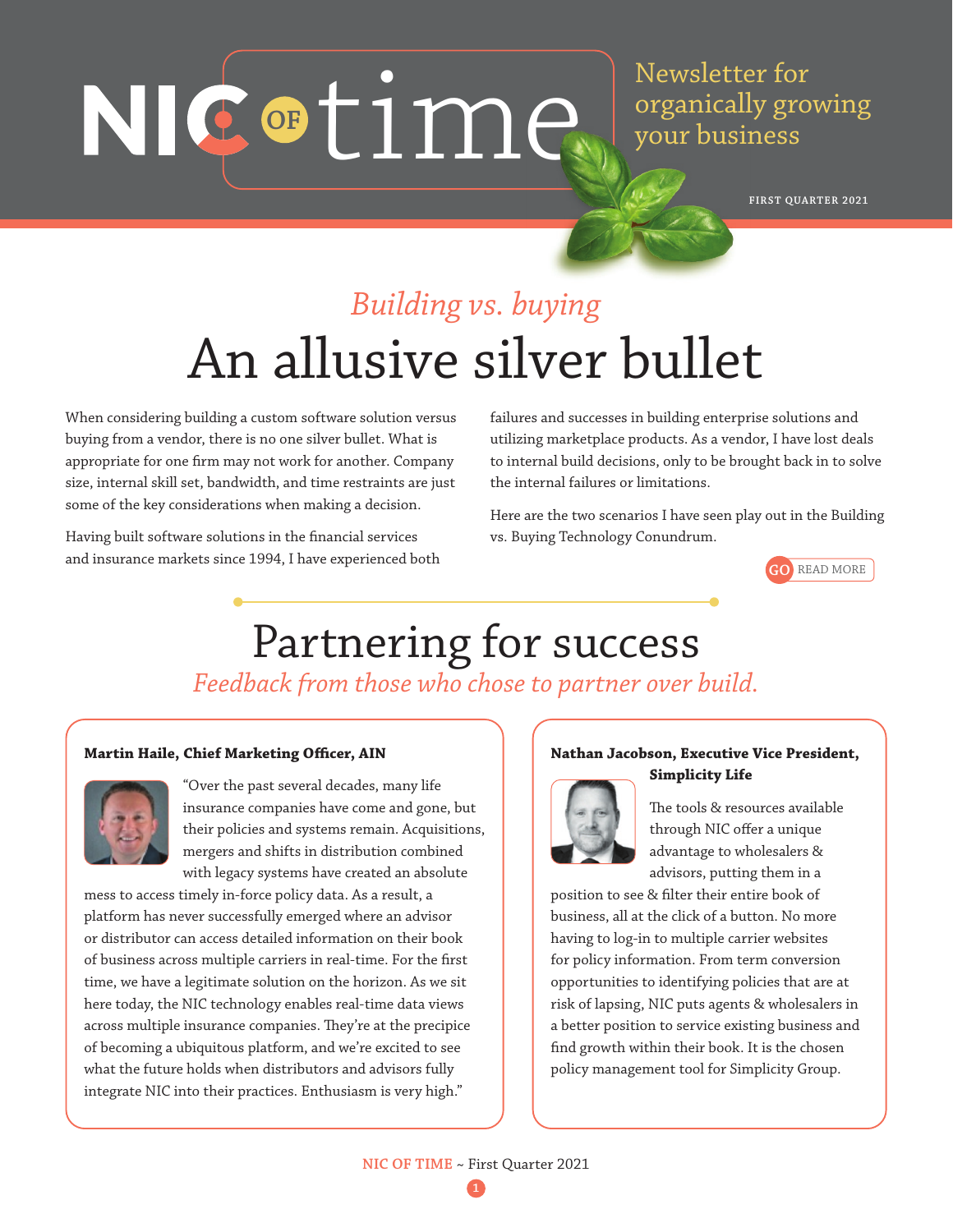# NIC OF time

Newsletter for organically growing your business

FIRST QUARTER 2021

*Building vs. buying*

## An allusive silver bullet

When considering building a custom software solution versus buying from a vendor, there is no one silver bullet. What is appropriate for one firm may not work for another. Company size, internal skill set, bandwidth, and time restraints are just some of the key considerations when making a decision.

Having built software solutions in the financial services and insurance markets since 1994, I have experienced both failures and successes in building enterprise solutions and utilizing marketplace products. As a vendor, I have lost deals to internal build decisions, only to be brought back in to solve the internal failures or limitations.

Here are the two scenarios I have seen play out in the Building vs. Buying Technology Conundrum.

GO READ MORE

## Partnering for success

*Feedback from those who chose to partner over build.*

**Martin Haile, Chief Marketing Officer, AIN**

"Over the past several decades, many life insurance companies have come and gone, but their policies and systems remain. Acquisitions, mergers and shifts in distribution combined with legacy systems have created an absolute mess to access timely in-force policy data. As a result, a platform has never successfully emerged where an advisor or distributor can access detailed information on their book of business across multiple carriers in real-time. For the first time, we have a legitimate solution on the horizon. As we sit here today, the NIC technology enables real-time data views across multiple insurance companies. They're at the precipice of becoming a ubiquitous platform, and we're excited to see what the future holds when distributors and advisors fully integrate NIC into their practices. Enthusiasm is very high."

**Nathan Jacobson, Executive Vice President, Simplicity Life**

The tools & resources available through NIC offer a unique advantage to wholesalers & advisors, putting them in a position to see & filter their entire book of business, all at the click of a button. No more having to log-in to multiple carrier websites for policy information. From term conversion opportunities to identifying policies that are at risk of lapsing, NIC puts agents & wholesalers in a better position to service existing business and find growth within their book. It is the chosen policy management tool for Simplicity Group.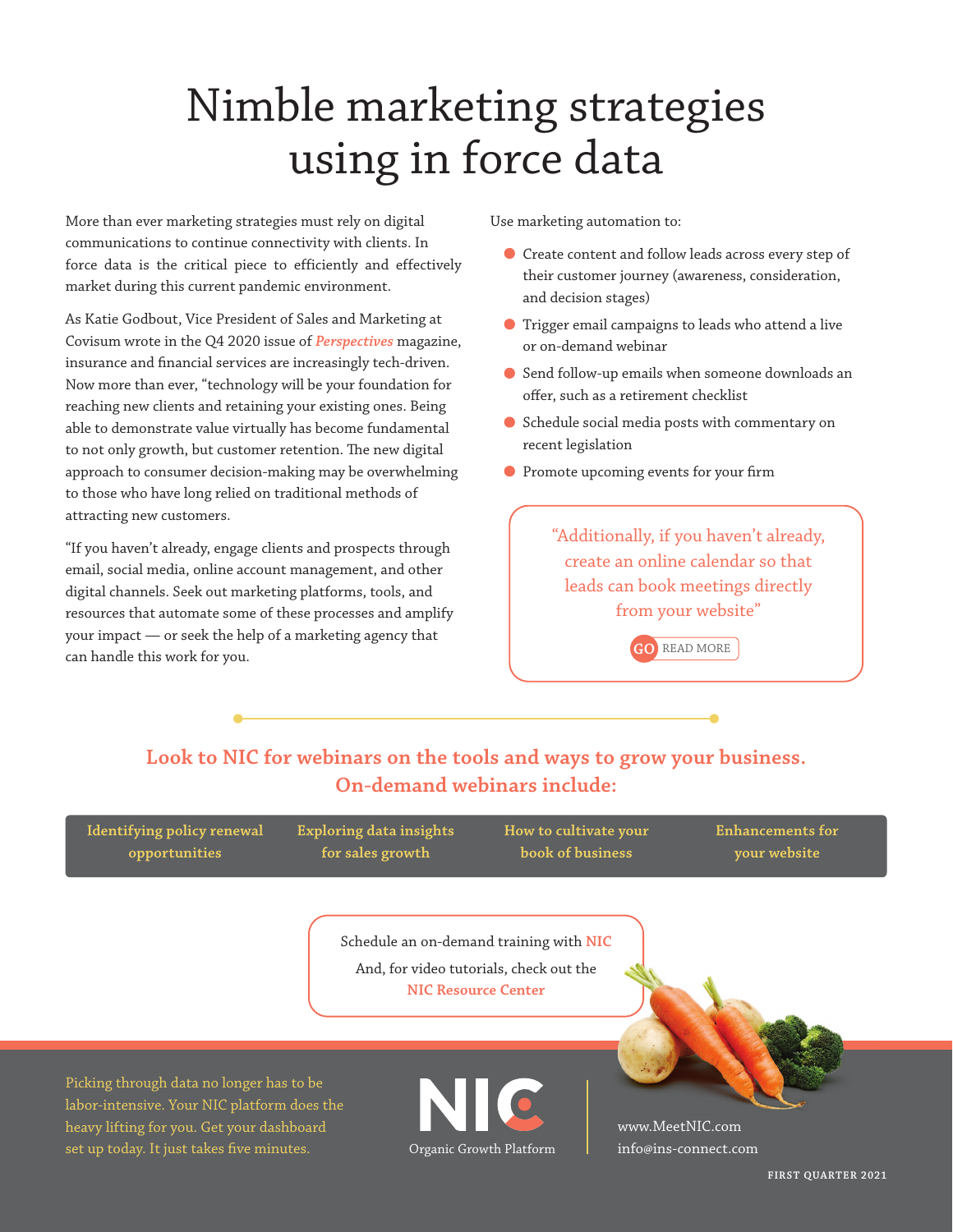# Nimble marketing strategies using in force data

More than ever marketing strategies must rely on digital communications to continue connectivity with clients. In force data is the critical piece to efficiently and effectively market during this current pandemic environment.

As Katie Godbout, Vice President of Sales and Marketing at Covisum wrote in the Q4 2020 issue of *Perspectives* magazine, insurance and financial services are increasingly tech-driven. Now more than ever, "technology will be your foundation for reaching new clients and retaining your existing ones. Being able to demonstrate value virtually has become fundamental to not only growth, but customer retention. The new digital approach to consumer decision-making may be overwhelming to those who have long relied on traditional methods of attracting new customers.

"If you haven't already, engage clients and prospects through email, social media, online account management, and other digital channels. Seek out marketing platforms, tools, and resources that automate some of these processes and amplify your impact — or seek the help of a marketing agency that can handle this work for you.

Use marketing automation to:

- Create content and follow leads across every step of their customer journey (awareness, consideration, and decision stages)
- Trigger email campaigns to leads who attend a live or on-demand webinar
- Send follow-up emails when someone downloads an offer, such as a retirement checklist
- Schedule social media posts with commentary on recent legislation
- Promote upcoming events for your firm

"Additionally, if you haven't already, create an online calendar so that leads can book meetings directly from your website"

GO READ MORE

## Look to NIC for webinars on the tools and ways to grow your business. On-demand webinars include:

- Identifying policy renewal opportunities
- Exploring data insights for sales growth
- How to cultivate your book of business
- Enhancements for your website

Schedule an on-demand training with NIC

And, for video tutorials, check out the NIC Resource Center

Picking through data no longer has to be labor-intensive. Your NIC platform does the heavy lifting for you. Get your dashboard set up today. It just takes five minutes.

NIC
Organic Growth Platform

www.MeetNIC.com
info@ins-connect.com

FIRST QUARTER 2021